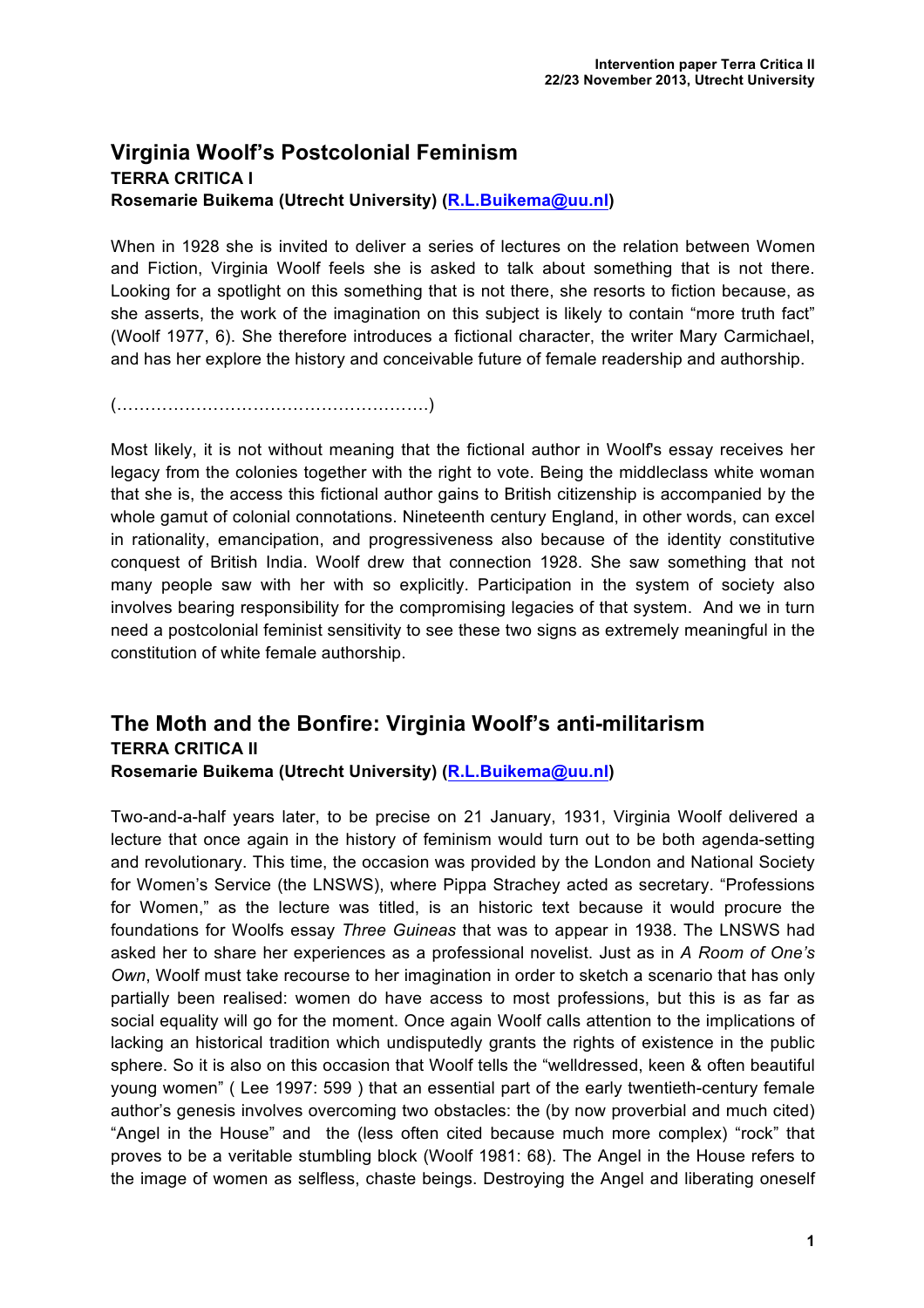## Virginia Woolf's Postcolonial Feminism

**TERRA CRITICA I**

**Rosemarie Buikema (Utrecht University) (R.L.Buikema@uu.nl)**

When in 1928 she is invited to deliver a series of lectures on the relation between Women and Fiction, Virginia Woolf feels she is asked to talk about something that is not there. Looking for a spotlight on this something that is not there, she resorts to fiction because, as she asserts, the work of the imagination on this subject is likely to contain "more truth fact" (Woolf 1977, 6). She therefore introduces a fictional character, the writer Mary Carmichael, and has her explore the history and conceivable future of female readership and authorship.

(………………………………………………)

Most likely, it is not without meaning that the fictional author in Woolf's essay receives her legacy from the colonies together with the right to vote. Being the middleclass white woman that she is, the access this fictional author gains to British citizenship is accompanied by the whole gamut of colonial connotations. Nineteenth century England, in other words, can excel in rationality, emancipation, and progressiveness also because of the identity constitutive conquest of British India. Woolf drew that connection 1928. She saw something that not many people saw with her with so explicitly. Participation in the system of society also involves bearing responsibility for the compromising legacies of that system. And we in turn need a postcolonial feminist sensitivity to see these two signs as extremely meaningful in the constitution of white female authorship.

## The Moth and the Bonfire: Virginia Woolf's anti-militarism

**TERRA CRITICA II**

**Rosemarie Buikema (Utrecht University) (R.L.Buikema@uu.nl)**

Two-and-a-half years later, to be precise on 21 January, 1931, Virginia Woolf delivered a lecture that once again in the history of feminism would turn out to be both agenda-setting and revolutionary. This time, the occasion was provided by the London and National Society for Women's Service (the LNSWS), where Pippa Strachey acted as secretary. "Professions for Women," as the lecture was titled, is an historic text because it would procure the foundations for Woolfs essay *Three Guineas* that was to appear in 1938. The LNSWS had asked her to share her experiences as a professional novelist. Just as in *A Room of One's Own*, Woolf must take recourse to her imagination in order to sketch a scenario that has only partially been realised: women do have access to most professions, but this is as far as social equality will go for the moment. Once again Woolf calls attention to the implications of lacking an historical tradition which undisputedly grants the rights of existence in the public sphere. So it is also on this occasion that Woolf tells the "welldressed, keen & often beautiful young women" ( Lee 1997: 599 ) that an essential part of the early twentieth-century female author's genesis involves overcoming two obstacles: the (by now proverbial and much cited) "Angel in the House" and the (less often cited because much more complex) "rock" that proves to be a veritable stumbling block (Woolf 1981: 68). The Angel in the House refers to the image of women as selfless, chaste beings. Destroying the Angel and liberating oneself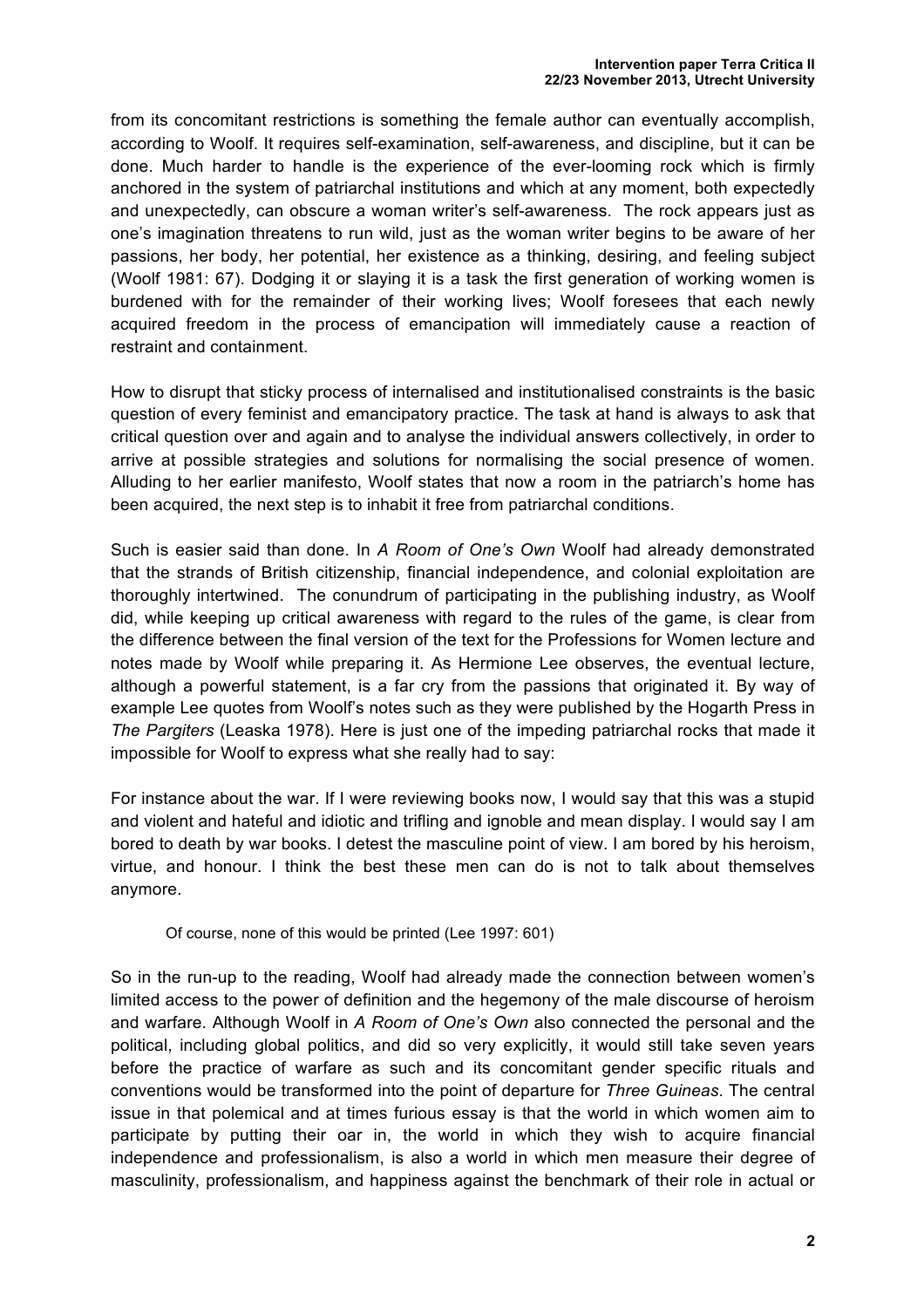from its concomitant restrictions is something the female author can eventually accomplish, according to Woolf. It requires self-examination, self-awareness, and discipline, but it can be done. Much harder to handle is the experience of the ever-looming rock which is firmly anchored in the system of patriarchal institutions and which at any moment, both expectedly and unexpectedly, can obscure a woman writer's self-awareness. The rock appears just as one's imagination threatens to run wild, just as the woman writer begins to be aware of her passions, her body, her potential, her existence as a thinking, desiring, and feeling subject (Woolf 1981: 67). Dodging it or slaying it is a task the first generation of working women is burdened with for the remainder of their working lives; Woolf foresees that each newly acquired freedom in the process of emancipation will immediately cause a reaction of restraint and containment.

How to disrupt that sticky process of internalised and institutionalised constraints is the basic question of every feminist and emancipatory practice. The task at hand is always to ask that critical question over and again and to analyse the individual answers collectively, in order to arrive at possible strategies and solutions for normalising the social presence of women. Alluding to her earlier manifesto, Woolf states that now a room in the patriarch's home has been acquired, the next step is to inhabit it free from patriarchal conditions.

Such is easier said than done. In *A Room of One's Own* Woolf had already demonstrated that the strands of British citizenship, financial independence, and colonial exploitation are thoroughly intertwined. The conundrum of participating in the publishing industry, as Woolf did, while keeping up critical awareness with regard to the rules of the game, is clear from the difference between the final version of the text for the Professions for Women lecture and notes made by Woolf while preparing it. As Hermione Lee observes, the eventual lecture, although a powerful statement, is a far cry from the passions that originated it. By way of example Lee quotes from Woolf's notes such as they were published by the Hogarth Press in *The Pargiters* (Leaska 1978). Here is just one of the impeding patriarchal rocks that made it impossible for Woolf to express what she really had to say:

For instance about the war. If I were reviewing books now, I would say that this was a stupid and violent and hateful and idiotic and trifling and ignoble and mean display. I would say I am bored to death by war books. I detest the masculine point of view. I am bored by his heroism, virtue, and honour. I think the best these men can do is not to talk about themselves anymore.

> Of course, none of this would be printed (Lee 1997: 601)

So in the run-up to the reading, Woolf had already made the connection between women's limited access to the power of definition and the hegemony of the male discourse of heroism and warfare. Although Woolf in *A Room of One's Own* also connected the personal and the political, including global politics, and did so very explicitly, it would still take seven years before the practice of warfare as such and its concomitant gender specific rituals and conventions would be transformed into the point of departure for *Three Guineas*. The central issue in that polemical and at times furious essay is that the world in which women aim to participate by putting their oar in, the world in which they wish to acquire financial independence and professionalism, is also a world in which men measure their degree of masculinity, professionalism, and happiness against the benchmark of their role in actual or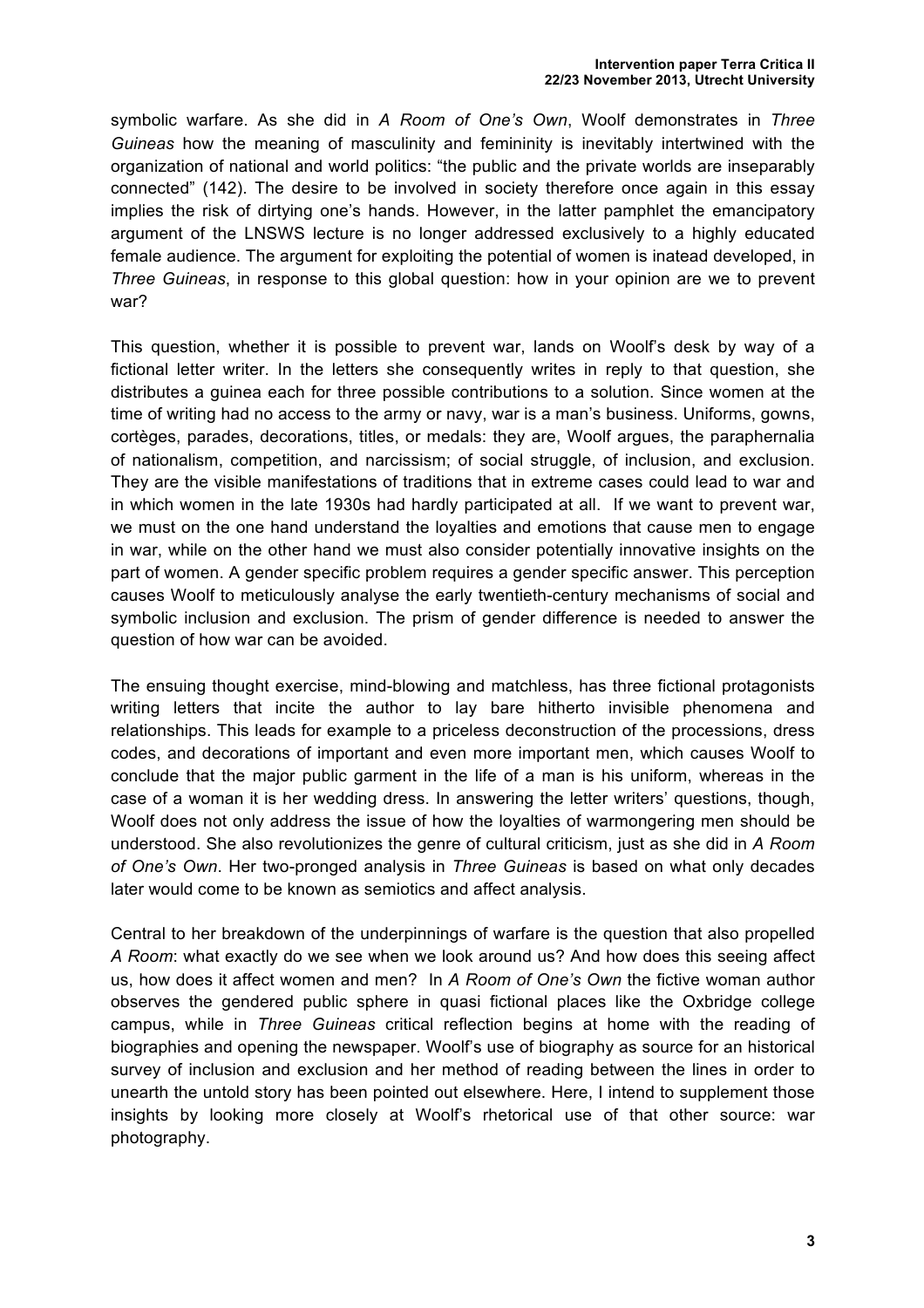symbolic warfare. As she did in *A Room of One's Own*, Woolf demonstrates in *Three Guineas* how the meaning of masculinity and femininity is inevitably intertwined with the organization of national and world politics: "the public and the private worlds are inseparably connected" (142). The desire to be involved in society therefore once again in this essay implies the risk of dirtying one's hands. However, in the latter pamphlet the emancipatory argument of the LNSWS lecture is no longer addressed exclusively to a highly educated female audience. The argument for exploiting the potential of women is inatead developed, in *Three Guineas*, in response to this global question: how in your opinion are we to prevent war?

This question, whether it is possible to prevent war, lands on Woolf's desk by way of a fictional letter writer. In the letters she consequently writes in reply to that question, she distributes a guinea each for three possible contributions to a solution. Since women at the time of writing had no access to the army or navy, war is a man's business. Uniforms, gowns, cortèges, parades, decorations, titles, or medals: they are, Woolf argues, the paraphernalia of nationalism, competition, and narcissism; of social struggle, of inclusion, and exclusion. They are the visible manifestations of traditions that in extreme cases could lead to war and in which women in the late 1930s had hardly participated at all. If we want to prevent war, we must on the one hand understand the loyalties and emotions that cause men to engage in war, while on the other hand we must also consider potentially innovative insights on the part of women. A gender specific problem requires a gender specific answer. This perception causes Woolf to meticulously analyse the early twentieth-century mechanisms of social and symbolic inclusion and exclusion. The prism of gender difference is needed to answer the question of how war can be avoided.

The ensuing thought exercise, mind-blowing and matchless, has three fictional protagonists writing letters that incite the author to lay bare hitherto invisible phenomena and relationships. This leads for example to a priceless deconstruction of the processions, dress codes, and decorations of important and even more important men, which causes Woolf to conclude that the major public garment in the life of a man is his uniform, whereas in the case of a woman it is her wedding dress. In answering the letter writers' questions, though, Woolf does not only address the issue of how the loyalties of warmongering men should be understood. She also revolutionizes the genre of cultural criticism, just as she did in *A Room of One's Own*. Her two-pronged analysis in *Three Guineas* is based on what only decades later would come to be known as semiotics and affect analysis.

Central to her breakdown of the underpinnings of warfare is the question that also propelled *A Room*: what exactly do we see when we look around us? And how does this seeing affect us, how does it affect women and men? In *A Room of One's Own* the fictive woman author observes the gendered public sphere in quasi fictional places like the Oxbridge college campus, while in *Three Guineas* critical reflection begins at home with the reading of biographies and opening the newspaper. Woolf's use of biography as source for an historical survey of inclusion and exclusion and her method of reading between the lines in order to unearth the untold story has been pointed out elsewhere. Here, I intend to supplement those insights by looking more closely at Woolf's rhetorical use of that other source: war photography.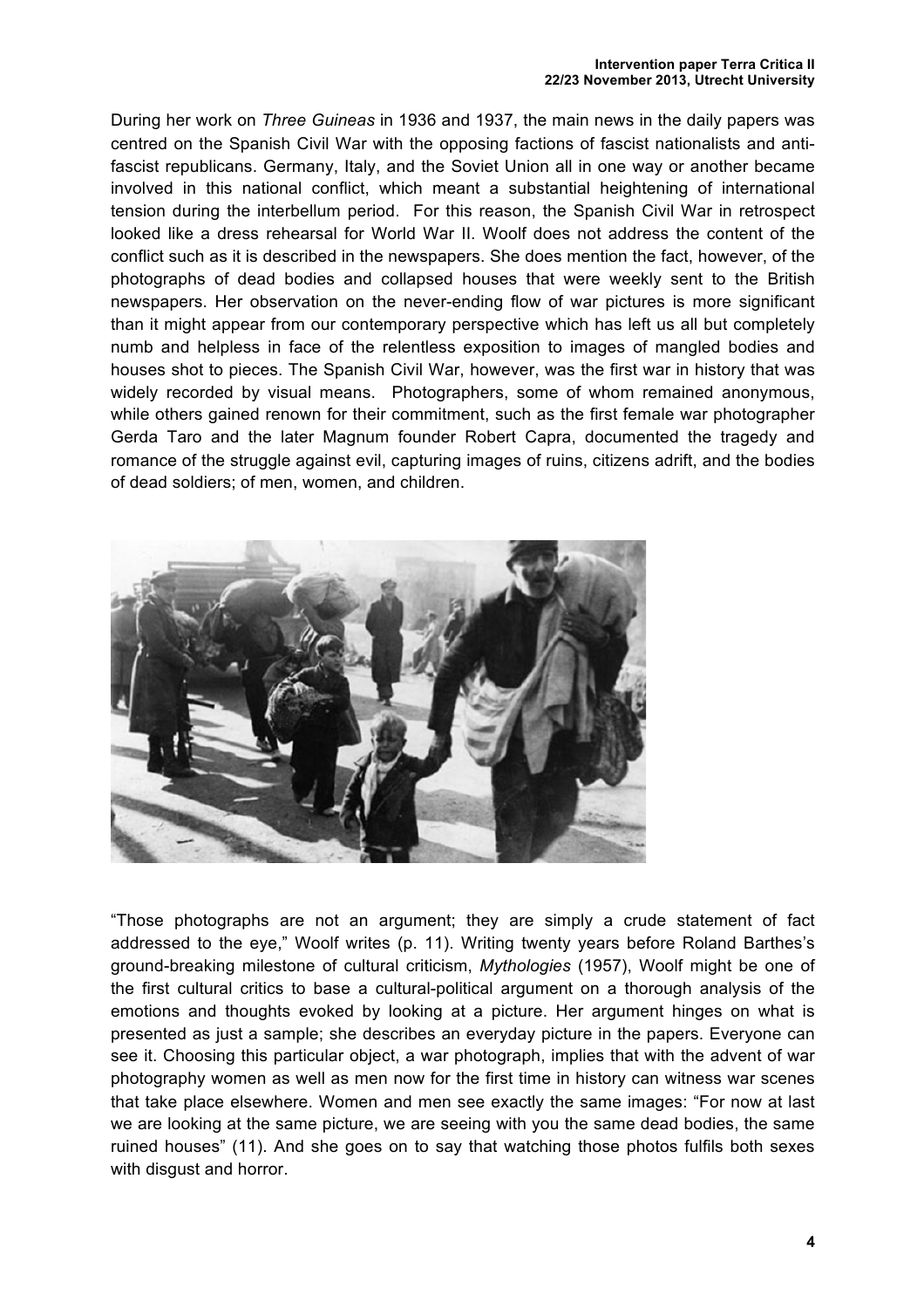During her work on *Three Guineas* in 1936 and 1937, the main news in the daily papers was centred on the Spanish Civil War with the opposing factions of fascist nationalists and anti-fascist republicans. Germany, Italy, and the Soviet Union all in one way or another became involved in this national conflict, which meant a substantial heightening of international tension during the interbellum period. For this reason, the Spanish Civil War in retrospect looked like a dress rehearsal for World War II. Woolf does not address the content of the conflict such as it is described in the newspapers. She does mention the fact, however, of the photographs of dead bodies and collapsed houses that were weekly sent to the British newspapers. Her observation on the never-ending flow of war pictures is more significant than it might appear from our contemporary perspective which has left us all but completely numb and helpless in face of the relentless exposition to images of mangled bodies and houses shot to pieces. The Spanish Civil War, however, was the first war in history that was widely recorded by visual means. Photographers, some of whom remained anonymous, while others gained renown for their commitment, such as the first female war photographer Gerda Taro and the later Magnum founder Robert Capra, documented the tragedy and romance of the struggle against evil, capturing images of ruins, citizens adrift, and the bodies of dead soldiers; of men, women, and children.

"Those photographs are not an argument; they are simply a crude statement of fact addressed to the eye," Woolf writes (p. 11). Writing twenty years before Roland Barthes's ground-breaking milestone of cultural criticism, *Mythologies* (1957), Woolf might be one of the first cultural critics to base a cultural-political argument on a thorough analysis of the emotions and thoughts evoked by looking at a picture. Her argument hinges on what is presented as just a sample; she describes an everyday picture in the papers. Everyone can see it. Choosing this particular object, a war photograph, implies that with the advent of war photography women as well as men now for the first time in history can witness war scenes that take place elsewhere. Women and men see exactly the same images: "For now at last we are looking at the same picture, we are seeing with you the same dead bodies, the same ruined houses" (11). And she goes on to say that watching those photos fulfils both sexes with disgust and horror.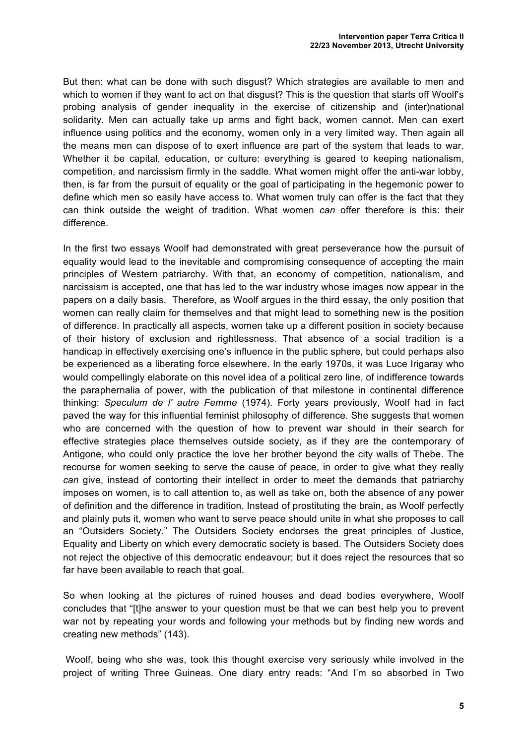But then: what can be done with such disgust? Which strategies are available to men and which to women if they want to act on that disgust? This is the question that starts off Woolf's probing analysis of gender inequality in the exercise of citizenship and (inter)national solidarity. Men can actually take up arms and fight back, women cannot. Men can exert influence using politics and the economy, women only in a very limited way. Then again all the means men can dispose of to exert influence are part of the system that leads to war. Whether it be capital, education, or culture: everything is geared to keeping nationalism, competition, and narcissism firmly in the saddle. What women might offer the anti-war lobby, then, is far from the pursuit of equality or the goal of participating in the hegemonic power to define which men so easily have access to. What women truly can offer is the fact that they can think outside the weight of tradition. What women *can* offer therefore is this: their difference.

In the first two essays Woolf had demonstrated with great perseverance how the pursuit of equality would lead to the inevitable and compromising consequence of accepting the main principles of Western patriarchy. With that, an economy of competition, nationalism, and narcissism is accepted, one that has led to the war industry whose images now appear in the papers on a daily basis. Therefore, as Woolf argues in the third essay, the only position that women can really claim for themselves and that might lead to something new is the position of difference. In practically all aspects, women take up a different position in society because of their history of exclusion and rightlessness. That absence of a social tradition is a handicap in effectively exercising one's influence in the public sphere, but could perhaps also be experienced as a liberating force elsewhere. In the early 1970s, it was Luce Irigaray who would compellingly elaborate on this novel idea of a political zero line, of indifference towards the paraphernalia of power, with the publication of that milestone in continental difference thinking: *Speculum de l' autre Femme* (1974). Forty years previously, Woolf had in fact paved the way for this influential feminist philosophy of difference. She suggests that women who are concerned with the question of how to prevent war should in their search for effective strategies place themselves outside society, as if they are the contemporary of Antigone, who could only practice the love her brother beyond the city walls of Thebe. The recourse for women seeking to serve the cause of peace, in order to give what they really *can* give, instead of contorting their intellect in order to meet the demands that patriarchy imposes on women, is to call attention to, as well as take on, both the absence of any power of definition and the difference in tradition. Instead of prostituting the brain, as Woolf perfectly and plainly puts it, women who want to serve peace should unite in what she proposes to call an "Outsiders Society." The Outsiders Society endorses the great principles of Justice, Equality and Liberty on which every democratic society is based. The Outsiders Society does not reject the objective of this democratic endeavour; but it does reject the resources that so far have been available to reach that goal.

So when looking at the pictures of ruined houses and dead bodies everywhere, Woolf concludes that "[t]he answer to your question must be that we can best help you to prevent war not by repeating your words and following your methods but by finding new words and creating new methods" (143).

Woolf, being who she was, took this thought exercise very seriously while involved in the project of writing Three Guineas. One diary entry reads: "And I'm so absorbed in Two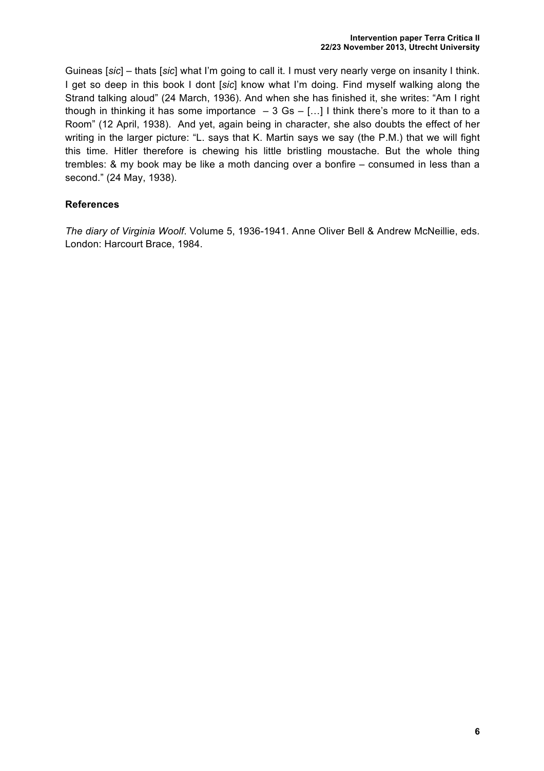Guineas [*sic*] – thats [*sic*] what I'm going to call it. I must very nearly verge on insanity I think. I get so deep in this book I dont [*sic*] know what I'm doing. Find myself walking along the Strand talking aloud" (24 March, 1936). And when she has finished it, she writes: "Am I right though in thinking it has some importance – 3 Gs – […] I think there's more to it than to a Room" (12 April, 1938). And yet, again being in character, she also doubts the effect of her writing in the larger picture: "L. says that K. Martin says we say (the P.M.) that we will fight this time. Hitler therefore is chewing his little bristling moustache. But the whole thing trembles: & my book may be like a moth dancing over a bonfire – consumed in less than a second." (24 May, 1938).

## References

*The diary of Virginia Woolf*. Volume 5, 1936-1941. Anne Oliver Bell & Andrew McNeillie, eds. London: Harcourt Brace, 1984.